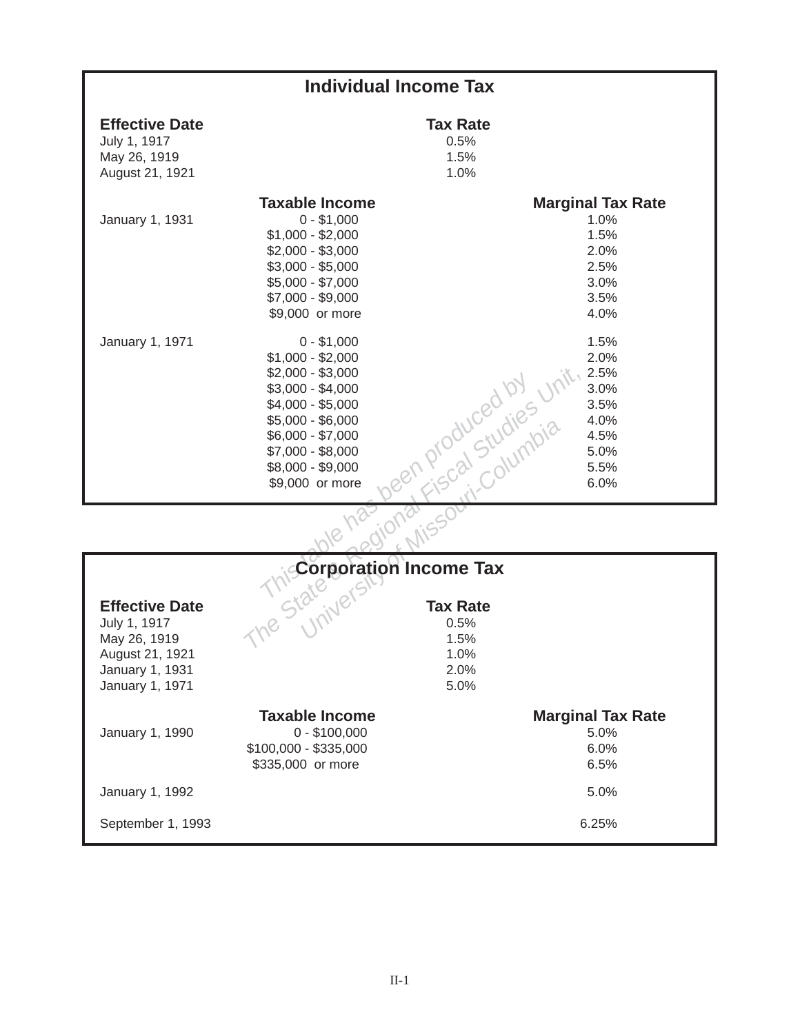## Individual Income Tax

| Effective Date | Tax Rate |
|---|---|
| July 1, 1917 | 0.5% |
| May 26, 1919 | 1.5% |
| August 21, 1921 | 1.0% |

| Effective Date | Taxable Income | Marginal Tax Rate |
|---|---|---|
| January 1, 1931 | 0 - $1,000 | 1.0% |
| | $1,000 - $2,000 | 1.5% |
| | $2,000 - $3,000 | 2.0% |
| | $3,000 - $5,000 | 2.5% |
| | $5,000 - $7,000 | 3.0% |
| | $7,000 - $9,000 | 3.5% |
| | $9,000 or more | 4.0% |
| January 1, 1971 | 0 - $1,000 | 1.5% |
| | $1,000 - $2,000 | 2.0% |
| | $2,000 - $3,000 | 2.5% |
| | $3,000 - $4,000 | 3.0% |
| | $4,000 - $5,000 | 3.5% |
| | $5,000 - $6,000 | 4.0% |
| | $6,000 - $7,000 | 4.5% |
| | $7,000 - $8,000 | 5.0% |
| | $8,000 - $9,000 | 5.5% |
| | $9,000 or more | 6.0% |

*This table has been produced by The State & Regional Fiscal Studies Unit, University of Missouri-Columbia*

## Corporation Income Tax

| Effective Date | Tax Rate |
|---|---|
| July 1, 1917 | 0.5% |
| May 26, 1919 | 1.5% |
| August 21, 1921 | 1.0% |
| January 1, 1931 | 2.0% |
| January 1, 1971 | 5.0% |

| Effective Date | Taxable Income | Marginal Tax Rate |
|---|---|---|
| January 1, 1990 | 0 - $100,000 | 5.0% |
| | $100,000 - $335,000 | 6.0% |
| | $335,000 or more | 6.5% |
| January 1, 1992 | | 5.0% |
| September 1, 1993 | | 6.25% |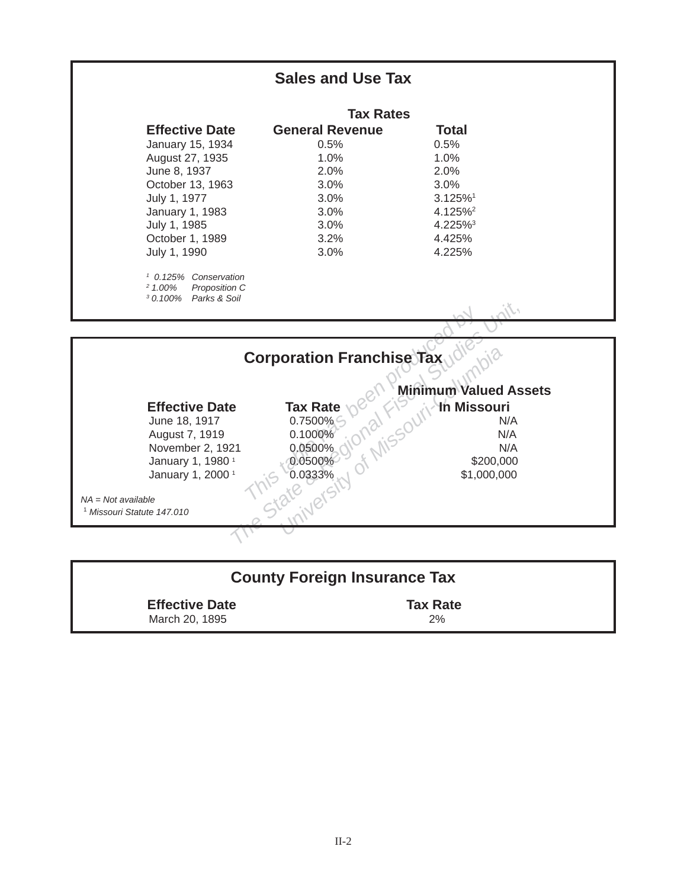## Sales and Use Tax

| Effective Date | Tax Rates General Revenue | Total |
|---|---|---|
| January 15, 1934 | 0.5% | 0.5% |
| August 27, 1935 | 1.0% | 1.0% |
| June 8, 1937 | 2.0% | 2.0% |
| October 13, 1963 | 3.0% | 3.0% |
| July 1, 1977 | 3.0% | 3.125%[1] |
| January 1, 1983 | 3.0% | 4.125%[2] |
| July 1, 1985 | 3.0% | 4.225%[3] |
| October 1, 1989 | 3.2% | 4.425% |
| July 1, 1990 | 3.0% | 4.225% |

*[1] 0.125% Conservation*
*[2] 1.00% Proposition C*
*[3] 0.100% Parks & Soil*

## Corporation Franchise Tax

| Effective Date | Tax Rate | Minimum Valued Assets In Missouri |
|---|---|---|
| June 18, 1917 | 0.7500% | N/A |
| August 7, 1919 | 0.1000% | N/A |
| November 2, 1921 | 0.0500% | N/A |
| January 1, 1980 [1] | 0.0500% | $200,000 |
| January 1, 2000 [1] | 0.0333% | $1,000,000 |

*NA = Not available*
*[1] Missouri Statute 147.010*

This table has been produced by The State & Regional Fiscal Studies Unit, University of Missouri-Columbia

## County Foreign Insurance Tax

| Effective Date | Tax Rate |
|---|---|
| March 20, 1895 | 2% |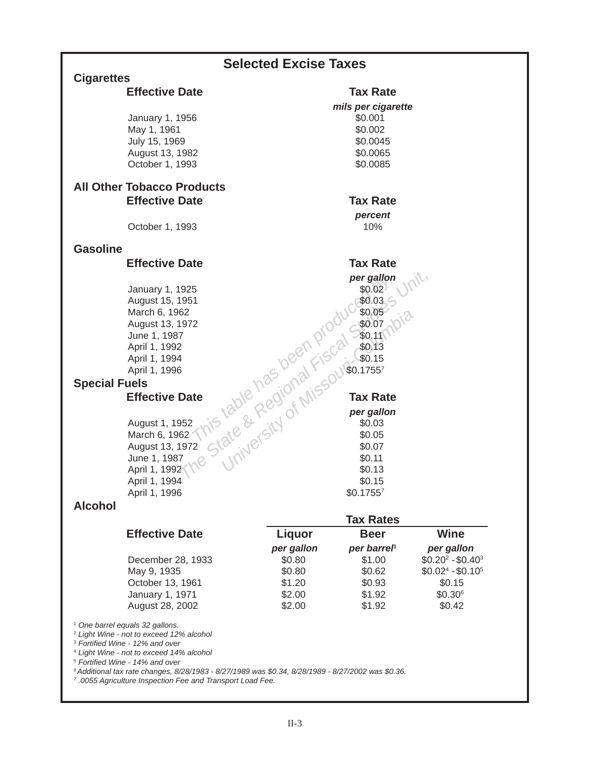# Selected Excise Taxes

## Cigarettes

| Effective Date | Tax Rate |
|---|---|
| | *mils per cigarette* |
| January 1, 1956 | $0.001 |
| May 1, 1961 | $0.002 |
| July 15, 1969 | $0.0045 |
| August 13, 1982 | $0.0065 |
| October 1, 1993 | $0.0085 |

## All Other Tobacco Products

| Effective Date | Tax Rate |
|---|---|
| | *percent* |
| October 1, 1993 | 10% |

## Gasoline

| Effective Date | Tax Rate |
|---|---|
| | *per gallon* |
| January 1, 1925 | $0.02 |
| August 15, 1951 | $0.03 |
| March 6, 1962 | $0.05 |
| August 13, 1972 | $0.07 |
| June 1, 1987 | $0.11 |
| April 1, 1992 | $0.13 |
| April 1, 1994 | $0.15 |
| April 1, 1996 | $0.1755[7] |

## Special Fuels

| Effective Date | Tax Rate |
|---|---|
| | *per gallon* |
| August 1, 1952 | $0.03 |
| March 6, 1962 | $0.05 |
| August 13, 1972 | $0.07 |
| June 1, 1987 | $0.11 |
| April 1, 1992 | $0.13 |
| April 1, 1994 | $0.15 |
| April 1, 1996 | $0.1755[7] |

## Alcohol

| | Tax Rates | | |
|---|---|---|---|
| **Effective Date** | **Liquor** | **Beer** | **Wine** |
| | *per gallon* | *per barrel*[1] | *per gallon* |
| December 28, 1933 | $0.80 | $1.00 | $0.20[2] - $0.40[3] |
| May 9, 1935 | $0.80 | $0.62 | $0.02[4] - $0.10[5] |
| October 13, 1961 | $1.20 | $0.93 | $0.15 |
| January 1, 1971 | $2.00 | $1.92 | $0.30[6] |
| August 28, 2002 | $2.00 | $1.92 | $0.42 |

[1] *One barrel equals 32 gallons.*
[2] *Light Wine - not to exceed 12% alcohol*
[3] *Fortified Wine - 12% and over*
[4] *Light Wine - not to exceed 14% alcohol*
[5] *Fortified Wine - 14% and over*
[6] *Additional tax rate changes, 8/28/1983 - 8/27/1989 was $0.34, 8/28/1989 - 8/27/2002 was $0.36.*
[7] *.0055 Agriculture Inspection Fee and Transport Load Fee.*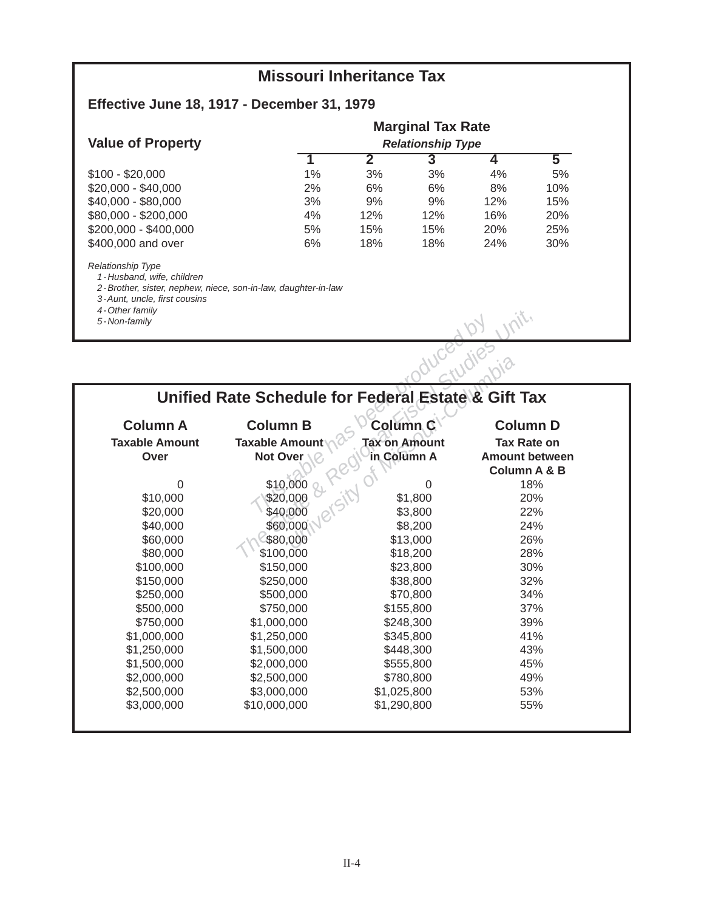## Missouri Inheritance Tax

### Effective June 18, 1917 - December 31, 1979

| Value of Property | Marginal Tax Rate — Relationship Type 1 | 2 | 3 | 4 | 5 |
|---|---|---|---|---|---|
| $100 - $20,000 | 1% | 3% | 3% | 4% | 5% |
| $20,000 - $40,000 | 2% | 6% | 6% | 8% | 10% |
| $40,000 - $80,000 | 3% | 9% | 9% | 12% | 15% |
| $80,000 - $200,000 | 4% | 12% | 12% | 16% | 20% |
| $200,000 - $400,000 | 5% | 15% | 15% | 20% | 25% |
| $400,000 and over | 6% | 18% | 18% | 24% | 30% |

*Relationship Type*
*1 - Husband, wife, children*
*2 - Brother, sister, nephew, niece, son-in-law, daughter-in-law*
*3 - Aunt, uncle, first cousins*
*4 - Other family*
*5 - Non-family*

## Unified Rate Schedule for Federal Estate & Gift Tax

| Column A<br>Taxable Amount Over | Column B<br>Taxable Amount Not Over | Column C<br>Tax on Amount in Column A | Column D<br>Tax Rate on Amount between Column A & B |
|---|---|---|---|
| 0 | $10,000 | 0 | 18% |
| $10,000 | $20,000 | $1,800 | 20% |
| $20,000 | $40,000 | $3,800 | 22% |
| $40,000 | $60,000 | $8,200 | 24% |
| $60,000 | $80,000 | $13,000 | 26% |
| $80,000 | $100,000 | $18,200 | 28% |
| $100,000 | $150,000 | $23,800 | 30% |
| $150,000 | $250,000 | $38,800 | 32% |
| $250,000 | $500,000 | $70,800 | 34% |
| $500,000 | $750,000 | $155,800 | 37% |
| $750,000 | $1,000,000 | $248,300 | 39% |
| $1,000,000 | $1,250,000 | $345,800 | 41% |
| $1,250,000 | $1,500,000 | $448,300 | 43% |
| $1,500,000 | $2,000,000 | $555,800 | 45% |
| $2,000,000 | $2,500,000 | $780,800 | 49% |
| $2,500,000 | $3,000,000 | $1,025,800 | 53% |
| $3,000,000 | $10,000,000 | $1,290,800 | 55% |

This table has been produced by The State & Regional Fiscal Studies Unit, University of Missouri-Columbia